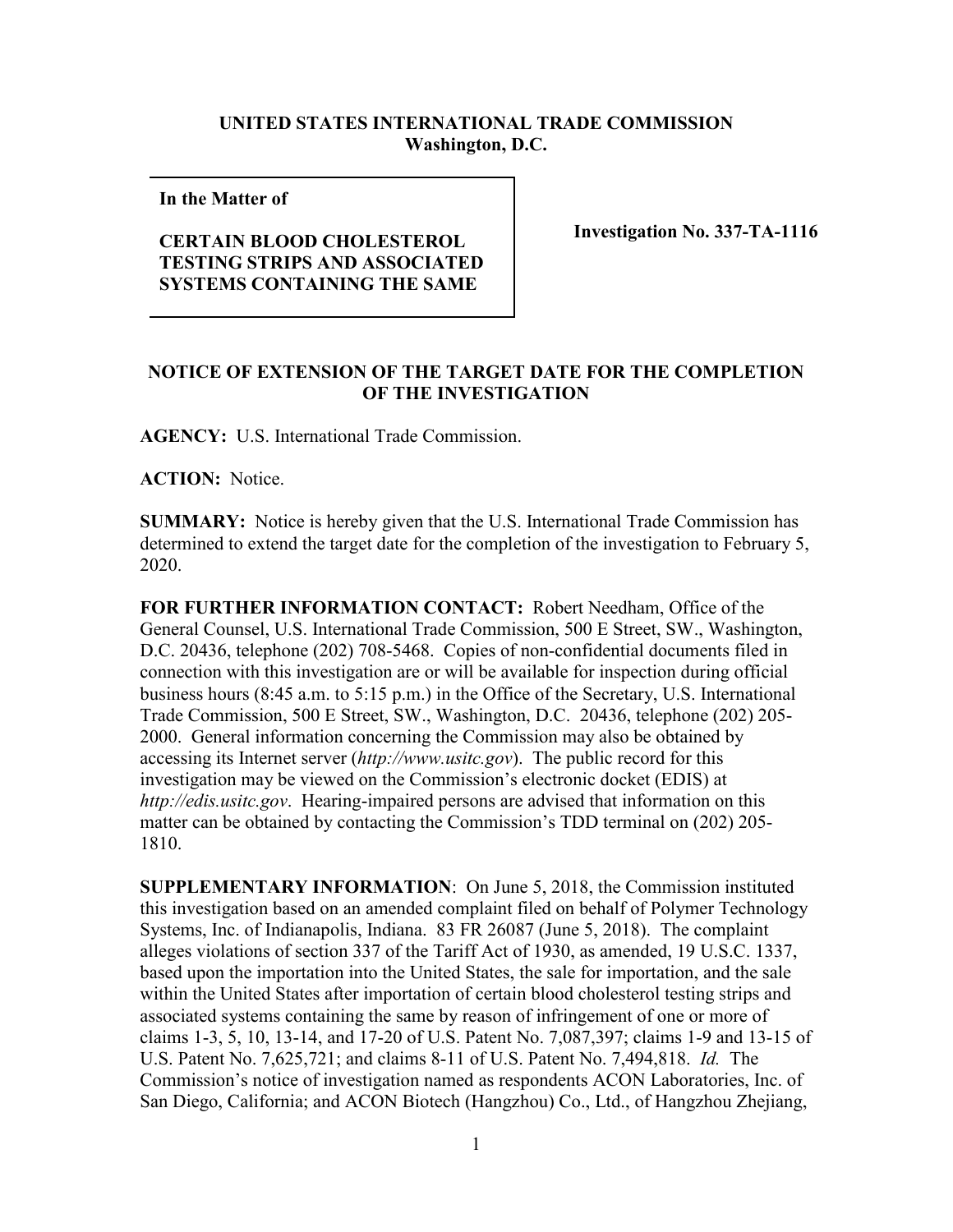**UNITED STATES INTERNATIONAL TRADE COMMISSION**
**Washington, D.C.**

| **In the Matter of**<br><br>**CERTAIN BLOOD CHOLESTEROL TESTING STRIPS AND ASSOCIATED SYSTEMS CONTAINING THE SAME** | **Investigation No. 337-TA-1116** |
|---|---|

**NOTICE OF EXTENSION OF THE TARGET DATE FOR THE COMPLETION OF THE INVESTIGATION**

**AGENCY:** U.S. International Trade Commission.

**ACTION:** Notice.

**SUMMARY:** Notice is hereby given that the U.S. International Trade Commission has determined to extend the target date for the completion of the investigation to February 5, 2020.

**FOR FURTHER INFORMATION CONTACT:** Robert Needham, Office of the General Counsel, U.S. International Trade Commission, 500 E Street, SW., Washington, D.C. 20436, telephone (202) 708-5468. Copies of non-confidential documents filed in connection with this investigation are or will be available for inspection during official business hours (8:45 a.m. to 5:15 p.m.) in the Office of the Secretary, U.S. International Trade Commission, 500 E Street, SW., Washington, D.C. 20436, telephone (202) 205-2000. General information concerning the Commission may also be obtained by accessing its Internet server (*http://www.usitc.gov*). The public record for this investigation may be viewed on the Commission's electronic docket (EDIS) at *http://edis.usitc.gov*. Hearing-impaired persons are advised that information on this matter can be obtained by contacting the Commission's TDD terminal on (202) 205-1810.

**SUPPLEMENTARY INFORMATION**: On June 5, 2018, the Commission instituted this investigation based on an amended complaint filed on behalf of Polymer Technology Systems, Inc. of Indianapolis, Indiana. 83 FR 26087 (June 5, 2018). The complaint alleges violations of section 337 of the Tariff Act of 1930, as amended, 19 U.S.C. 1337, based upon the importation into the United States, the sale for importation, and the sale within the United States after importation of certain blood cholesterol testing strips and associated systems containing the same by reason of infringement of one or more of claims 1-3, 5, 10, 13-14, and 17-20 of U.S. Patent No. 7,087,397; claims 1-9 and 13-15 of U.S. Patent No. 7,625,721; and claims 8-11 of U.S. Patent No. 7,494,818. *Id.* The Commission's notice of investigation named as respondents ACON Laboratories, Inc. of San Diego, California; and ACON Biotech (Hangzhou) Co., Ltd., of Hangzhou Zhejiang,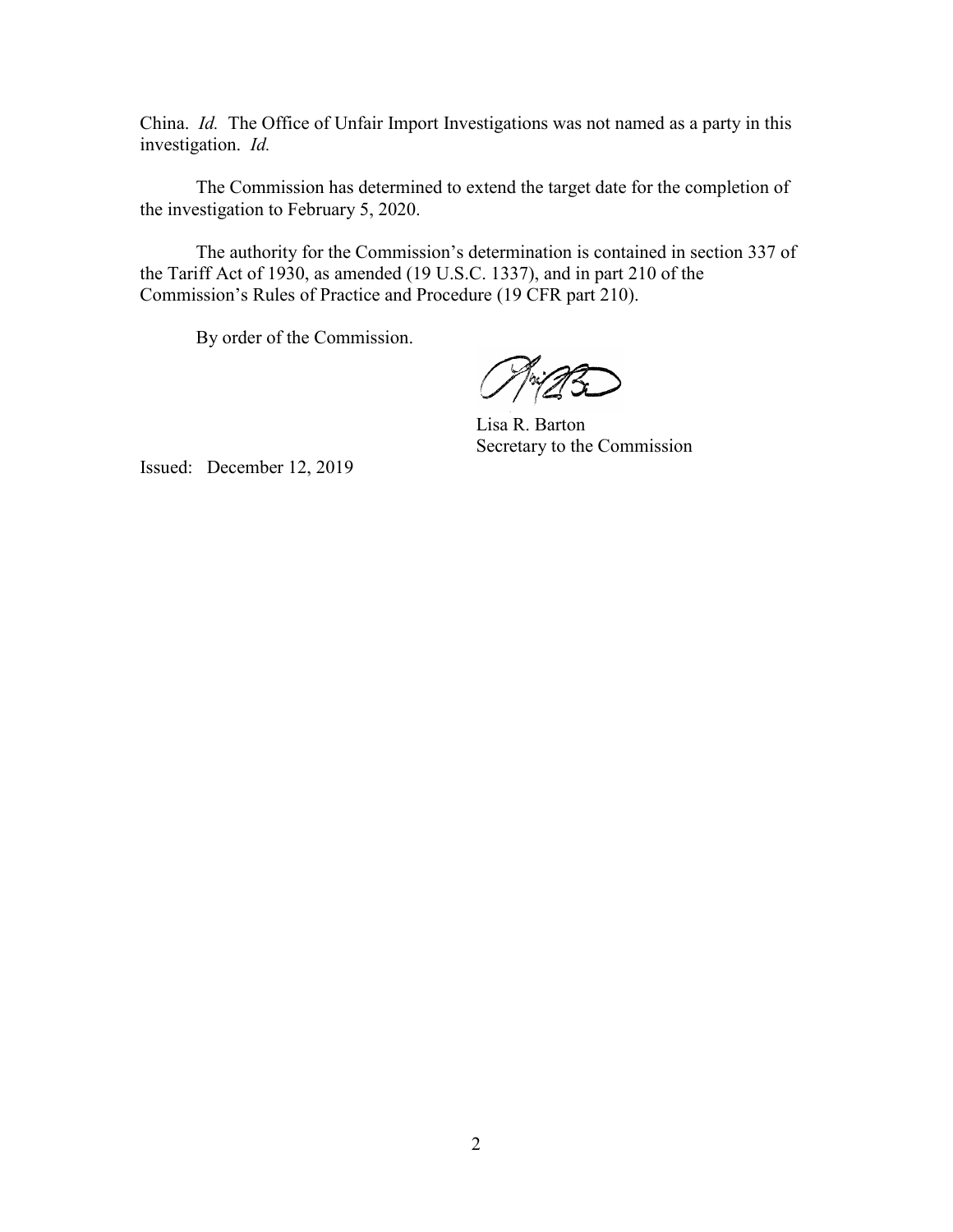China. *Id.* The Office of Unfair Import Investigations was not named as a party in this investigation. *Id.*

The Commission has determined to extend the target date for the completion of the investigation to February 5, 2020.

The authority for the Commission's determination is contained in section 337 of the Tariff Act of 1930, as amended (19 U.S.C. 1337), and in part 210 of the Commission's Rules of Practice and Procedure (19 CFR part 210).

By order of the Commission.

Lisa R. Barton
Secretary to the Commission

Issued: December 12, 2019